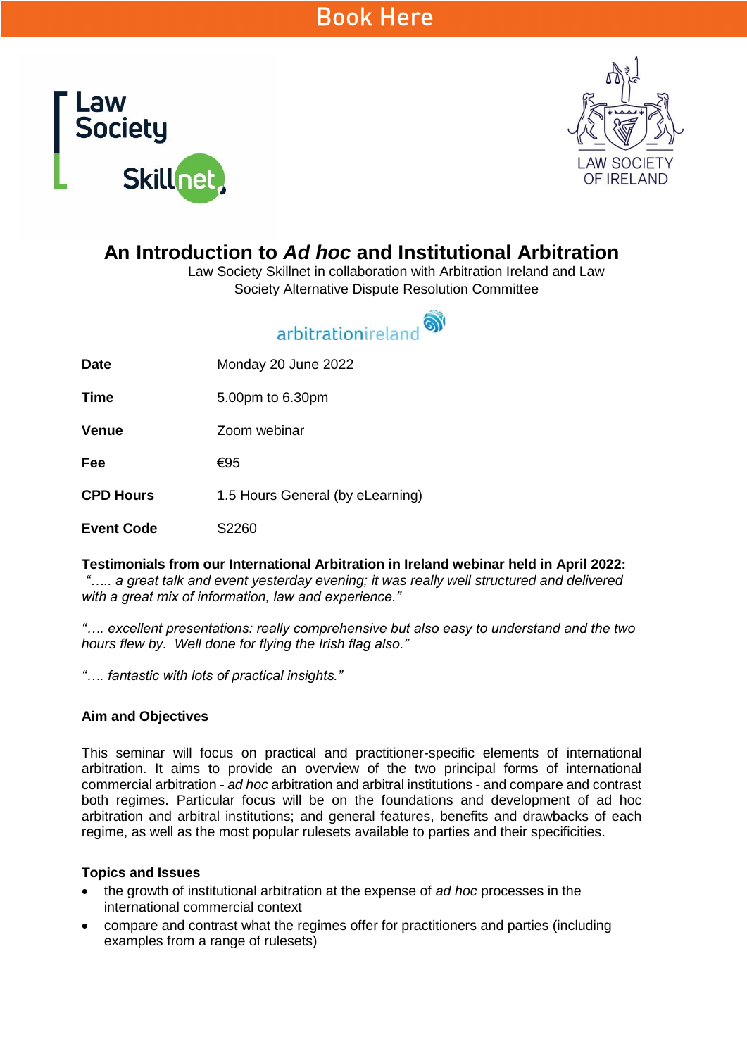Book Here

# An Introduction to *Ad hoc* and Institutional Arbitration

Law Society Skillnet in collaboration with Arbitration Ireland and Law Society Alternative Dispute Resolution Committee

| | |
|---|---|
| **Date** | Monday 20 June 2022 |
| **Time** | 5.00pm to 6.30pm |
| **Venue** | Zoom webinar |
| **Fee** | €95 |
| **CPD Hours** | 1.5 Hours General (by eLearning) |
| **Event Code** | S2260 |

**Testimonials from our International Arbitration in Ireland webinar held in April 2022:**

*"….. a great talk and event yesterday evening; it was really well structured and delivered with a great mix of information, law and experience."*

*"…. excellent presentations: really comprehensive but also easy to understand and the two hours flew by. Well done for flying the Irish flag also."*

*"…. fantastic with lots of practical insights."*

**Aim and Objectives**

This seminar will focus on practical and practitioner-specific elements of international arbitration. It aims to provide an overview of the two principal forms of international commercial arbitration - *ad hoc* arbitration and arbitral institutions - and compare and contrast both regimes. Particular focus will be on the foundations and development of ad hoc arbitration and arbitral institutions; and general features, benefits and drawbacks of each regime, as well as the most popular rulesets available to parties and their specificities.

**Topics and Issues**

- the growth of institutional arbitration at the expense of *ad hoc* processes in the international commercial context
- compare and contrast what the regimes offer for practitioners and parties (including examples from a range of rulesets)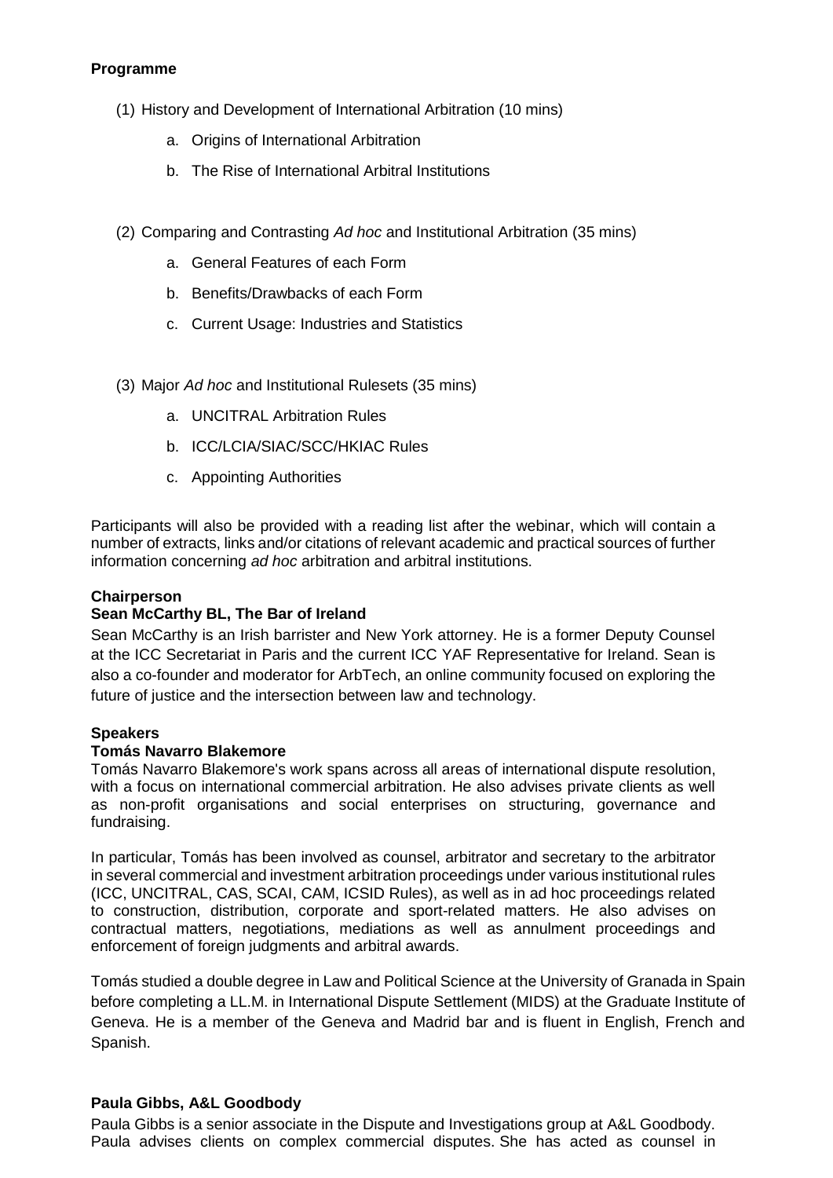**Programme**

(1) History and Development of International Arbitration (10 mins)

   a. Origins of International Arbitration

   b. The Rise of International Arbitral Institutions

(2) Comparing and Contrasting *Ad hoc* and Institutional Arbitration (35 mins)

   a. General Features of each Form

   b. Benefits/Drawbacks of each Form

   c. Current Usage: Industries and Statistics

(3) Major *Ad hoc* and Institutional Rulesets (35 mins)

   a. UNCITRAL Arbitration Rules

   b. ICC/LCIA/SIAC/SCC/HKIAC Rules

   c. Appointing Authorities

Participants will also be provided with a reading list after the webinar, which will contain a number of extracts, links and/or citations of relevant academic and practical sources of further information concerning *ad hoc* arbitration and arbitral institutions.

**Chairperson**

**Sean McCarthy BL, The Bar of Ireland**

Sean McCarthy is an Irish barrister and New York attorney. He is a former Deputy Counsel at the ICC Secretariat in Paris and the current ICC YAF Representative for Ireland. Sean is also a co-founder and moderator for ArbTech, an online community focused on exploring the future of justice and the intersection between law and technology.

**Speakers**

**Tomás Navarro Blakemore**

Tomás Navarro Blakemore's work spans across all areas of international dispute resolution, with a focus on international commercial arbitration. He also advises private clients as well as non-profit organisations and social enterprises on structuring, governance and fundraising.

In particular, Tomás has been involved as counsel, arbitrator and secretary to the arbitrator in several commercial and investment arbitration proceedings under various institutional rules (ICC, UNCITRAL, CAS, SCAI, CAM, ICSID Rules), as well as in ad hoc proceedings related to construction, distribution, corporate and sport-related matters. He also advises on contractual matters, negotiations, mediations as well as annulment proceedings and enforcement of foreign judgments and arbitral awards.

Tomás studied a double degree in Law and Political Science at the University of Granada in Spain before completing a LL.M. in International Dispute Settlement (MIDS) at the Graduate Institute of Geneva. He is a member of the Geneva and Madrid bar and is fluent in English, French and Spanish.

**Paula Gibbs, A&L Goodbody**

Paula Gibbs is a senior associate in the Dispute and Investigations group at A&L Goodbody. Paula advises clients on complex commercial disputes. She has acted as counsel in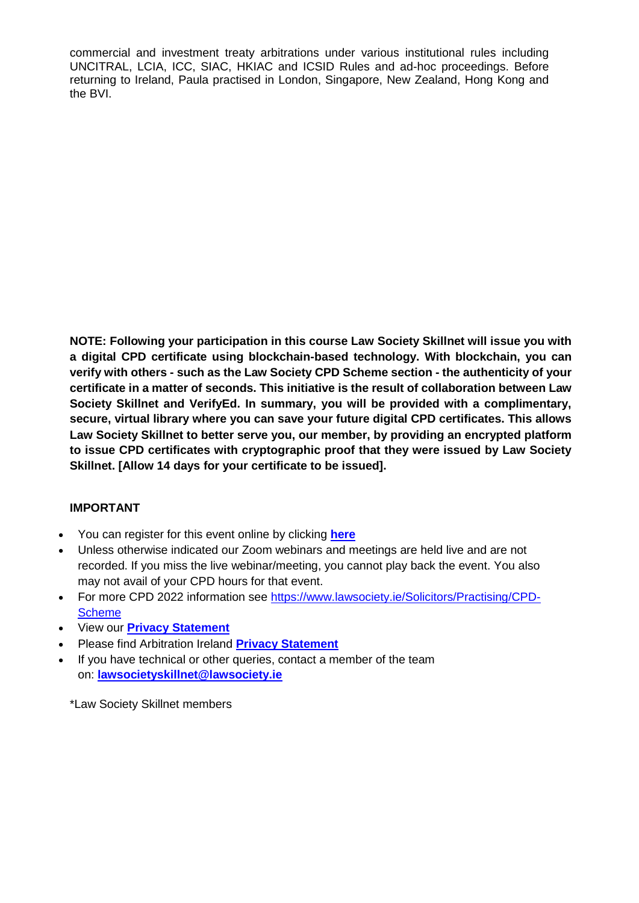commercial and investment treaty arbitrations under various institutional rules including UNCITRAL, LCIA, ICC, SIAC, HKIAC and ICSID Rules and ad-hoc proceedings. Before returning to Ireland, Paula practised in London, Singapore, New Zealand, Hong Kong and the BVI.

**NOTE: Following your participation in this course Law Society Skillnet will issue you with a digital CPD certificate using blockchain-based technology. With blockchain, you can verify with others - such as the Law Society CPD Scheme section - the authenticity of your certificate in a matter of seconds. This initiative is the result of collaboration between Law Society Skillnet and VerifyEd. In summary, you will be provided with a complimentary, secure, virtual library where you can save your future digital CPD certificates. This allows Law Society Skillnet to better serve you, our member, by providing an encrypted platform to issue CPD certificates with cryptographic proof that they were issued by Law Society Skillnet. [Allow 14 days for your certificate to be issued].**

**IMPORTANT**

- You can register for this event online by clicking **here**
- Unless otherwise indicated our Zoom webinars and meetings are held live and are not recorded. If you miss the live webinar/meeting, you cannot play back the event. You also may not avail of your CPD hours for that event.
- For more CPD 2022 information see https://www.lawsociety.ie/Solicitors/Practising/CPD-Scheme
- View our **Privacy Statement**
- Please find Arbitration Ireland **Privacy Statement**
- If you have technical or other queries, contact a member of the team on: **lawsocietyskillnet@lawsociety.ie**

*Law Society Skillnet members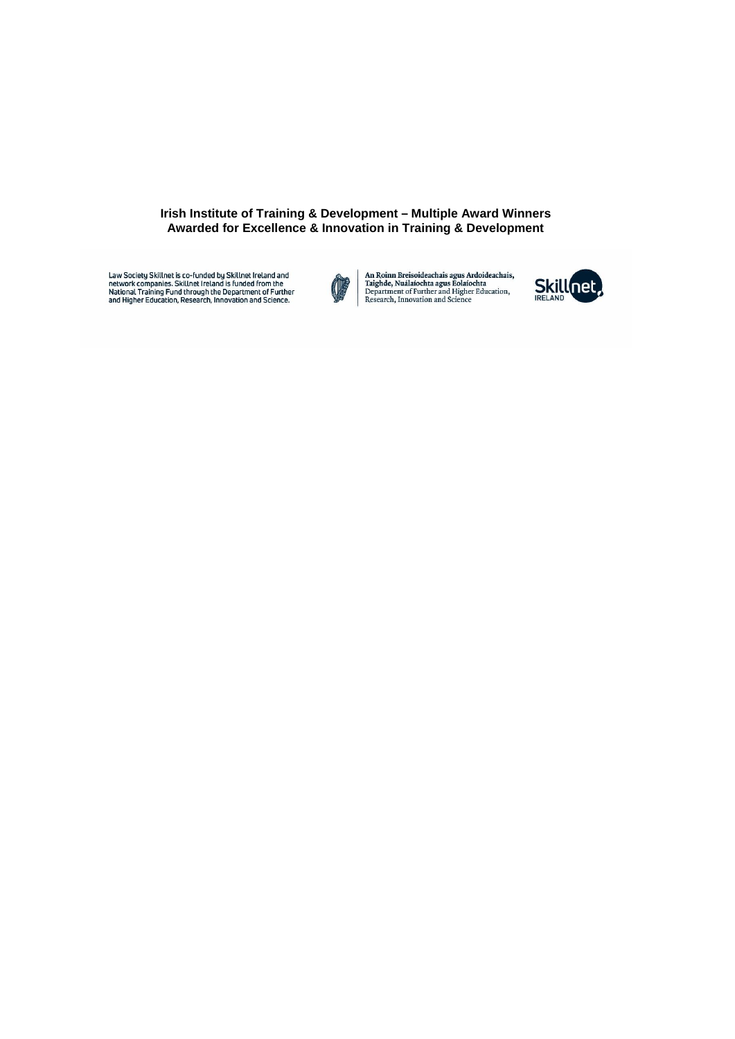**Irish Institute of Training & Development – Multiple Award Winners**
**Awarded for Excellence & Innovation in Training & Development**

Law Society Skillnet is co-funded by Skillnet Ireland and network companies. Skillnet Ireland is funded from the National Training Fund through the Department of Further and Higher Education, Research, Innovation and Science.

An Roinn Breisoideachais agus Ardoideachais, Taighde, Nuálaíochta agus Eolaíochta
Department of Further and Higher Education, Research, Innovation and Science

Skillnet IRELAND